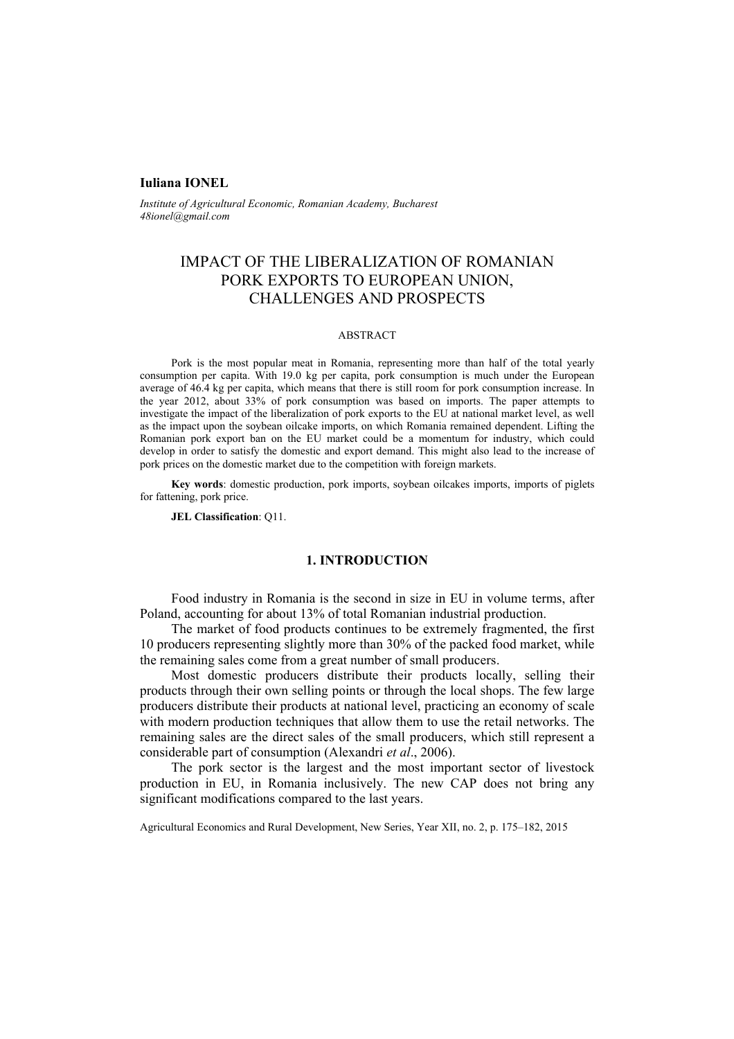**Iuliana IONEL**

*Institute of Agricultural Economic, Romanian Academy, Bucharest*
*48ionel@gmail.com*

# IMPACT OF THE LIBERALIZATION OF ROMANIAN PORK EXPORTS TO EUROPEAN UNION, CHALLENGES AND PROSPECTS

ABSTRACT

Pork is the most popular meat in Romania, representing more than half of the total yearly consumption per capita. With 19.0 kg per capita, pork consumption is much under the European average of 46.4 kg per capita, which means that there is still room for pork consumption increase. In the year 2012, about 33% of pork consumption was based on imports. The paper attempts to investigate the impact of the liberalization of pork exports to the EU at national market level, as well as the impact upon the soybean oilcake imports, on which Romania remained dependent. Lifting the Romanian pork export ban on the EU market could be a momentum for industry, which could develop in order to satisfy the domestic and export demand. This might also lead to the increase of pork prices on the domestic market due to the competition with foreign markets.

**Key words**: domestic production, pork imports, soybean oilcakes imports, imports of piglets for fattening, pork price.

**JEL Classification**: Q11.

## 1. INTRODUCTION

Food industry in Romania is the second in size in EU in volume terms, after Poland, accounting for about 13% of total Romanian industrial production.

The market of food products continues to be extremely fragmented, the first 10 producers representing slightly more than 30% of the packed food market, while the remaining sales come from a great number of small producers.

Most domestic producers distribute their products locally, selling their products through their own selling points or through the local shops. The few large producers distribute their products at national level, practicing an economy of scale with modern production techniques that allow them to use the retail networks. The remaining sales are the direct sales of the small producers, which still represent a considerable part of consumption (Alexandri *et al*., 2006).

The pork sector is the largest and the most important sector of livestock production in EU, in Romania inclusively. The new CAP does not bring any significant modifications compared to the last years.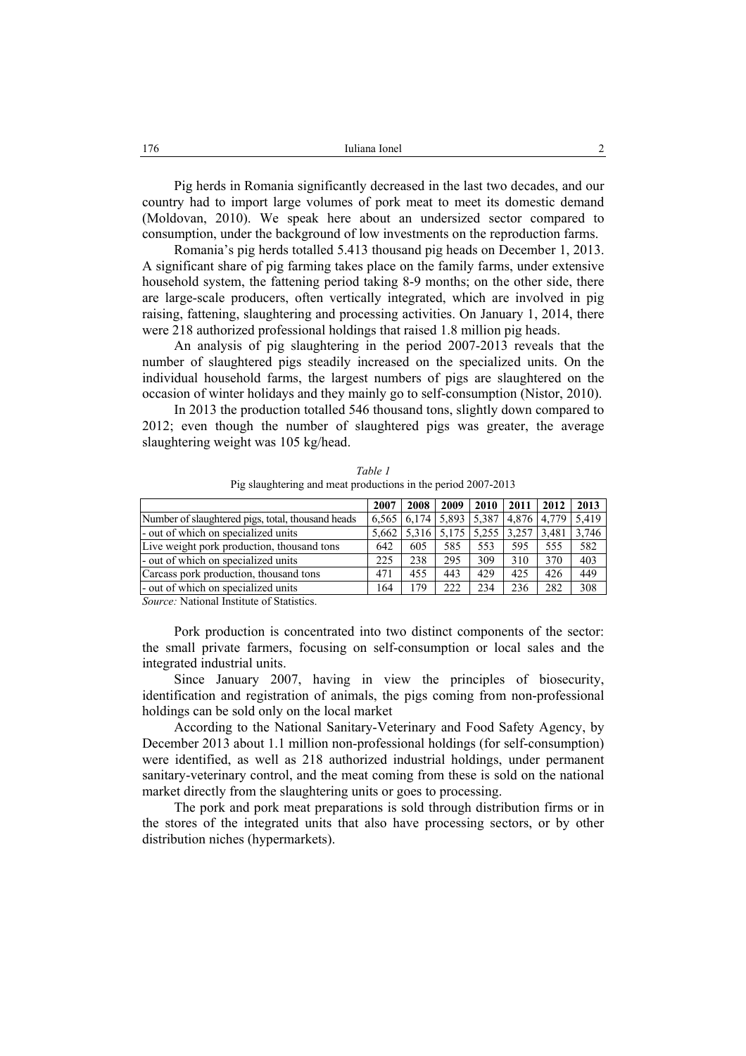Pig herds in Romania significantly decreased in the last two decades, and our country had to import large volumes of pork meat to meet its domestic demand (Moldovan, 2010). We speak here about an undersized sector compared to consumption, under the background of low investments on the reproduction farms.

Romania's pig herds totalled 5.413 thousand pig heads on December 1, 2013. A significant share of pig farming takes place on the family farms, under extensive household system, the fattening period taking 8-9 months; on the other side, there are large-scale producers, often vertically integrated, which are involved in pig raising, fattening, slaughtering and processing activities. On January 1, 2014, there were 218 authorized professional holdings that raised 1.8 million pig heads.

An analysis of pig slaughtering in the period 2007-2013 reveals that the number of slaughtered pigs steadily increased on the specialized units. On the individual household farms, the largest numbers of pigs are slaughtered on the occasion of winter holidays and they mainly go to self-consumption (Nistor, 2010).

In 2013 the production totalled 546 thousand tons, slightly down compared to 2012; even though the number of slaughtered pigs was greater, the average slaughtering weight was 105 kg/head.

*Table 1*

Pig slaughtering and meat productions in the period 2007-2013

| | 2007 | 2008 | 2009 | 2010 | 2011 | 2012 | 2013 |
|---|---|---|---|---|---|---|---|
| Number of slaughtered pigs, total, thousand heads | 6,565 | 6,174 | 5,893 | 5,387 | 4,876 | 4,779 | 5,419 |
| - out of which on specialized units | 5,662 | 5,316 | 5,175 | 5,255 | 3,257 | 3,481 | 3,746 |
| Live weight pork production, thousand tons | 642 | 605 | 585 | 553 | 595 | 555 | 582 |
| - out of which on specialized units | 225 | 238 | 295 | 309 | 310 | 370 | 403 |
| Carcass pork production, thousand tons | 471 | 455 | 443 | 429 | 425 | 426 | 449 |
| - out of which on specialized units | 164 | 179 | 222 | 234 | 236 | 282 | 308 |

*Source:* National Institute of Statistics.

Pork production is concentrated into two distinct components of the sector: the small private farmers, focusing on self-consumption or local sales and the integrated industrial units.

Since January 2007, having in view the principles of biosecurity, identification and registration of animals, the pigs coming from non-professional holdings can be sold only on the local market

According to the National Sanitary-Veterinary and Food Safety Agency, by December 2013 about 1.1 million non-professional holdings (for self-consumption) were identified, as well as 218 authorized industrial holdings, under permanent sanitary-veterinary control, and the meat coming from these is sold on the national market directly from the slaughtering units or goes to processing.

The pork and pork meat preparations is sold through distribution firms or in the stores of the integrated units that also have processing sectors, or by other distribution niches (hypermarkets).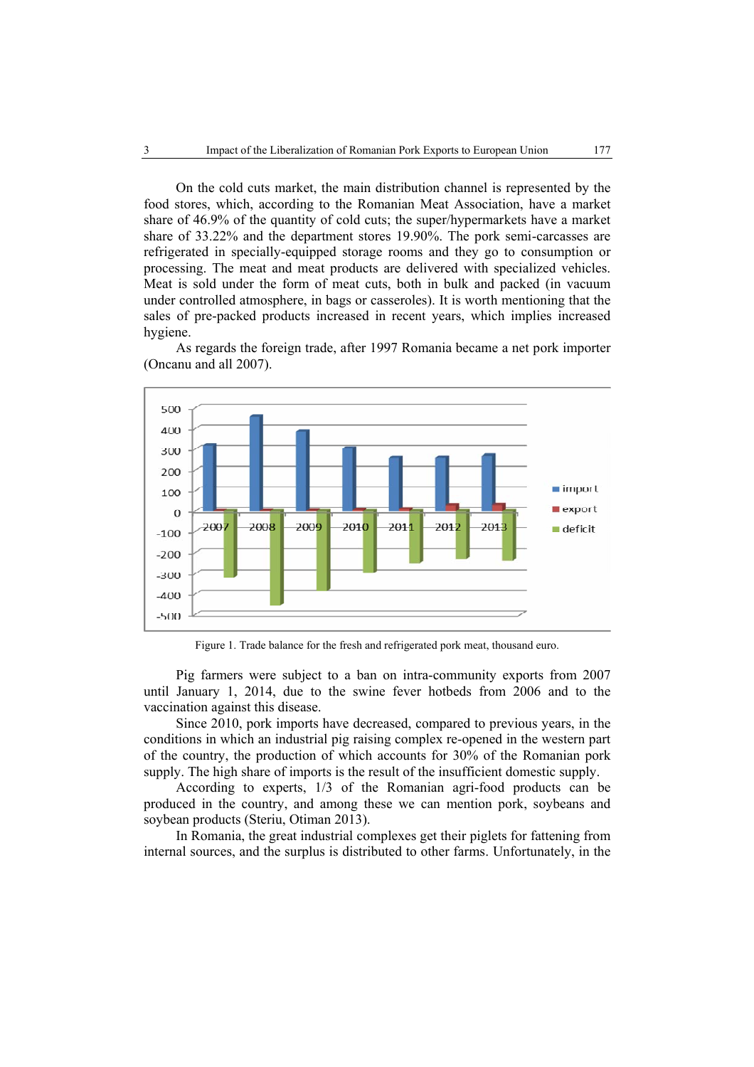On the cold cuts market, the main distribution channel is represented by the food stores, which, according to the Romanian Meat Association, have a market share of 46.9% of the quantity of cold cuts; the super/hypermarkets have a market share of 33.22% and the department stores 19.90%. The pork semi-carcasses are refrigerated in specially-equipped storage rooms and they go to consumption or processing. The meat and meat products are delivered with specialized vehicles. Meat is sold under the form of meat cuts, both in bulk and packed (in vacuum under controlled atmosphere, in bags or casseroles). It is worth mentioning that the sales of pre-packed products increased in recent years, which implies increased hygiene.

As regards the foreign trade, after 1997 Romania became a net pork importer (Oncanu and all 2007).

Figure 1. Trade balance for the fresh and refrigerated pork meat, thousand euro.

Pig farmers were subject to a ban on intra-community exports from 2007 until January 1, 2014, due to the swine fever hotbeds from 2006 and to the vaccination against this disease.

Since 2010, pork imports have decreased, compared to previous years, in the conditions in which an industrial pig raising complex re-opened in the western part of the country, the production of which accounts for 30% of the Romanian pork supply. The high share of imports is the result of the insufficient domestic supply.

According to experts, 1/3 of the Romanian agri-food products can be produced in the country, and among these we can mention pork, soybeans and soybean products (Steriu, Otiman 2013).

In Romania, the great industrial complexes get their piglets for fattening from internal sources, and the surplus is distributed to other farms. Unfortunately, in the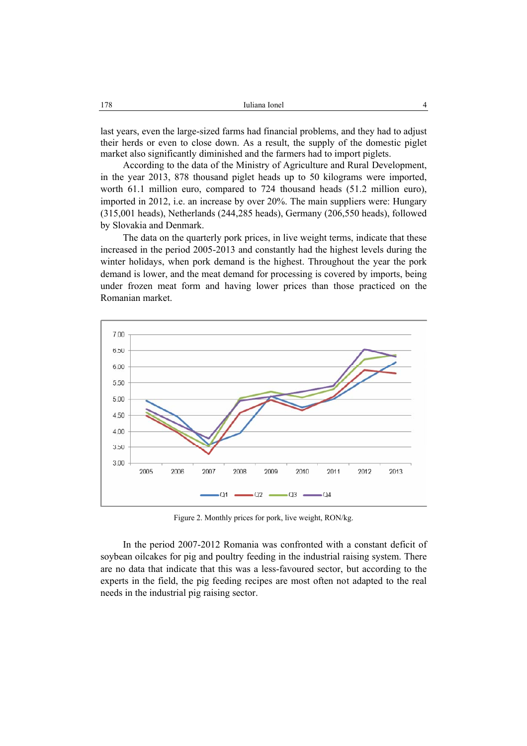last years, even the large-sized farms had financial problems, and they had to adjust their herds or even to close down. As a result, the supply of the domestic piglet market also significantly diminished and the farmers had to import piglets.

According to the data of the Ministry of Agriculture and Rural Development, in the year 2013, 878 thousand piglet heads up to 50 kilograms were imported, worth 61.1 million euro, compared to 724 thousand heads (51.2 million euro), imported in 2012, i.e. an increase by over 20%. The main suppliers were: Hungary (315,001 heads), Netherlands (244,285 heads), Germany (206,550 heads), followed by Slovakia and Denmark.

The data on the quarterly pork prices, in live weight terms, indicate that these increased in the period 2005-2013 and constantly had the highest levels during the winter holidays, when pork demand is the highest. Throughout the year the pork demand is lower, and the meat demand for processing is covered by imports, being under frozen meat form and having lower prices than those practiced on the Romanian market.

Figure 2. Monthly prices for pork, live weight, RON/kg.

In the period 2007-2012 Romania was confronted with a constant deficit of soybean oilcakes for pig and poultry feeding in the industrial raising system. There are no data that indicate that this was a less-favoured sector, but according to the experts in the field, the pig feeding recipes are most often not adapted to the real needs in the industrial pig raising sector.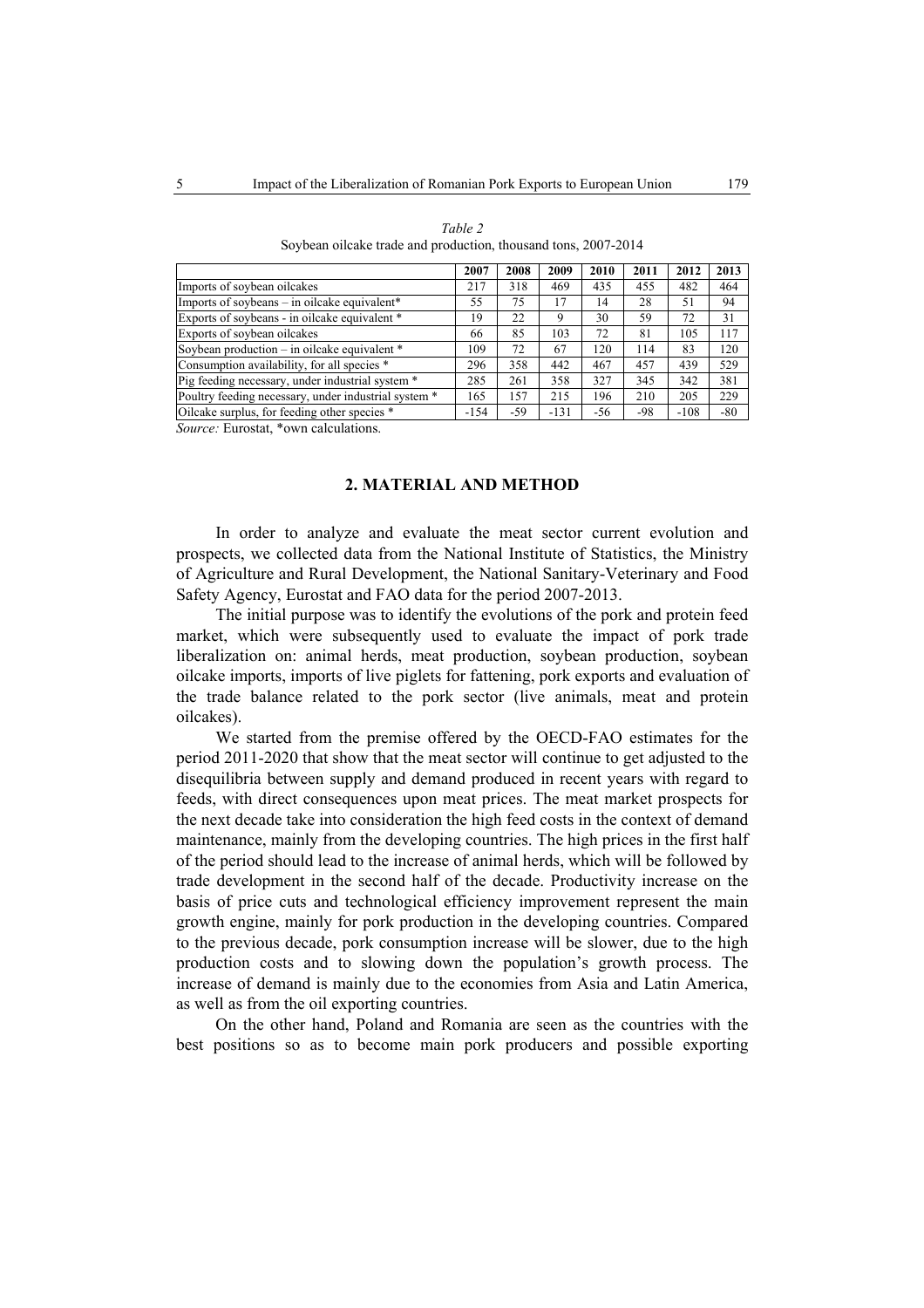*Table 2*

Soybean oilcake trade and production, thousand tons, 2007-2014

| | 2007 | 2008 | 2009 | 2010 | 2011 | 2012 | 2013 |
|---|---|---|---|---|---|---|---|
| Imports of soybean oilcakes | 217 | 318 | 469 | 435 | 455 | 482 | 464 |
| Imports of soybeans – in oilcake equivalent* | 55 | 75 | 17 | 14 | 28 | 51 | 94 |
| Exports of soybeans - in oilcake equivalent * | 19 | 22 | 9 | 30 | 59 | 72 | 31 |
| Exports of soybean oilcakes | 66 | 85 | 103 | 72 | 81 | 105 | 117 |
| Soybean production – in oilcake equivalent * | 109 | 72 | 67 | 120 | 114 | 83 | 120 |
| Consumption availability, for all species * | 296 | 358 | 442 | 467 | 457 | 439 | 529 |
| Pig feeding necessary, under industrial system * | 285 | 261 | 358 | 327 | 345 | 342 | 381 |
| Poultry feeding necessary, under industrial system * | 165 | 157 | 215 | 196 | 210 | 205 | 229 |
| Oilcake surplus, for feeding other species * | -154 | -59 | -131 | -56 | -98 | -108 | -80 |

*Source:* Eurostat, *own calculations.

## 2. MATERIAL AND METHOD

In order to analyze and evaluate the meat sector current evolution and prospects, we collected data from the National Institute of Statistics, the Ministry of Agriculture and Rural Development, the National Sanitary-Veterinary and Food Safety Agency, Eurostat and FAO data for the period 2007-2013.

The initial purpose was to identify the evolutions of the pork and protein feed market, which were subsequently used to evaluate the impact of pork trade liberalization on: animal herds, meat production, soybean production, soybean oilcake imports, imports of live piglets for fattening, pork exports and evaluation of the trade balance related to the pork sector (live animals, meat and protein oilcakes).

We started from the premise offered by the OECD-FAO estimates for the period 2011-2020 that show that the meat sector will continue to get adjusted to the disequilibria between supply and demand produced in recent years with regard to feeds, with direct consequences upon meat prices. The meat market prospects for the next decade take into consideration the high feed costs in the context of demand maintenance, mainly from the developing countries. The high prices in the first half of the period should lead to the increase of animal herds, which will be followed by trade development in the second half of the decade. Productivity increase on the basis of price cuts and technological efficiency improvement represent the main growth engine, mainly for pork production in the developing countries. Compared to the previous decade, pork consumption increase will be slower, due to the high production costs and to slowing down the population's growth process. The increase of demand is mainly due to the economies from Asia and Latin America, as well as from the oil exporting countries.

On the other hand, Poland and Romania are seen as the countries with the best positions so as to become main pork producers and possible exporting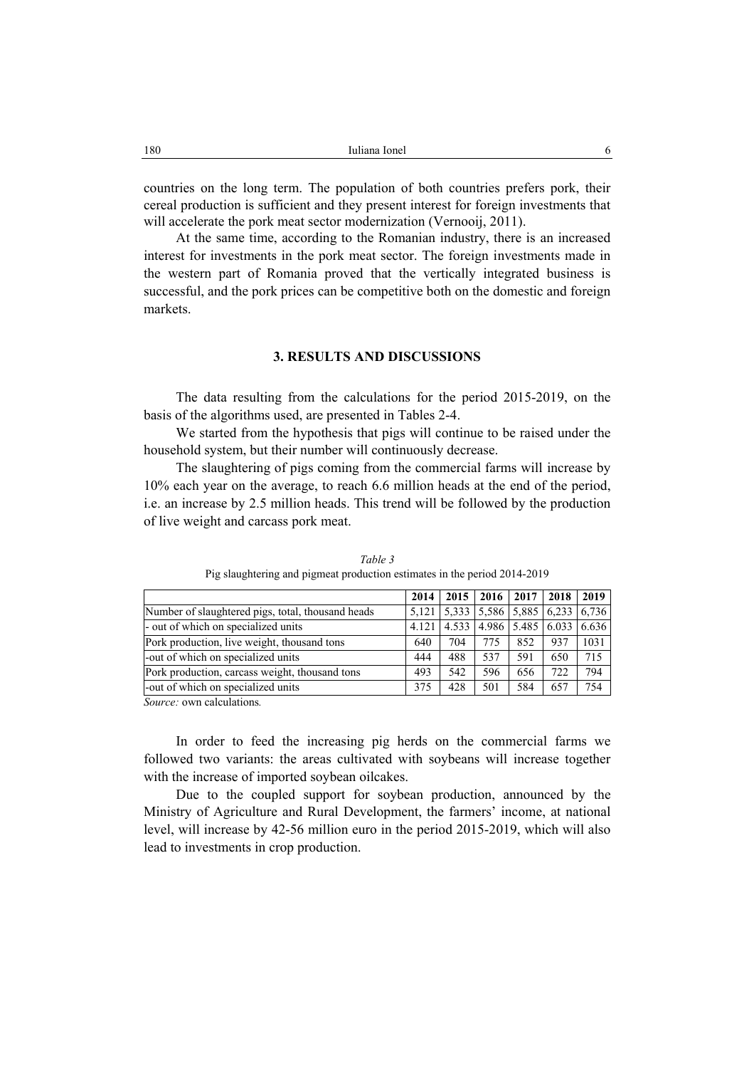countries on the long term. The population of both countries prefers pork, their cereal production is sufficient and they present interest for foreign investments that will accelerate the pork meat sector modernization (Vernooij, 2011).

At the same time, according to the Romanian industry, there is an increased interest for investments in the pork meat sector. The foreign investments made in the western part of Romania proved that the vertically integrated business is successful, and the pork prices can be competitive both on the domestic and foreign markets.

## 3. RESULTS AND DISCUSSIONS

The data resulting from the calculations for the period 2015-2019, on the basis of the algorithms used, are presented in Tables 2-4.

We started from the hypothesis that pigs will continue to be raised under the household system, but their number will continuously decrease.

The slaughtering of pigs coming from the commercial farms will increase by 10% each year on the average, to reach 6.6 million heads at the end of the period, i.e. an increase by 2.5 million heads. This trend will be followed by the production of live weight and carcass pork meat.

*Table 3*

Pig slaughtering and pigmeat production estimates in the period 2014-2019

| | 2014 | 2015 | 2016 | 2017 | 2018 | 2019 |
|---|---|---|---|---|---|---|
| Number of slaughtered pigs, total, thousand heads | 5,121 | 5,333 | 5,586 | 5,885 | 6,233 | 6,736 |
| - out of which on specialized units | 4.121 | 4.533 | 4.986 | 5.485 | 6.033 | 6.636 |
| Pork production, live weight, thousand tons | 640 | 704 | 775 | 852 | 937 | 1031 |
| -out of which on specialized units | 444 | 488 | 537 | 591 | 650 | 715 |
| Pork production, carcass weight, thousand tons | 493 | 542 | 596 | 656 | 722 | 794 |
| -out of which on specialized units | 375 | 428 | 501 | 584 | 657 | 754 |

*Source:* own calculations*.*

In order to feed the increasing pig herds on the commercial farms we followed two variants: the areas cultivated with soybeans will increase together with the increase of imported soybean oilcakes.

Due to the coupled support for soybean production, announced by the Ministry of Agriculture and Rural Development, the farmers' income, at national level, will increase by 42-56 million euro in the period 2015-2019, which will also lead to investments in crop production.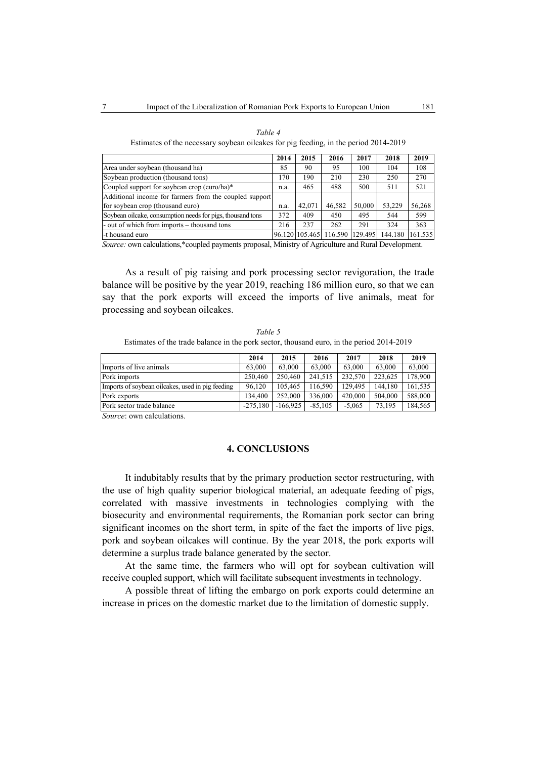*Table 4*

Estimates of the necessary soybean oilcakes for pig feeding, in the period 2014-2019

| | 2014 | 2015 | 2016 | 2017 | 2018 | 2019 |
|---|---|---|---|---|---|---|
| Area under soybean (thousand ha) | 85 | 90 | 95 | 100 | 104 | 108 |
| Soybean production (thousand tons) | 170 | 190 | 210 | 230 | 250 | 270 |
| Coupled support for soybean crop (euro/ha)* | n.a. | 465 | 488 | 500 | 511 | 521 |
| Additional income for farmers from the coupled support for soybean crop (thousand euro) | n.a. | 42,071 | 46,582 | 50,000 | 53,229 | 56,268 |
| Soybean oilcake, consumption needs for pigs, thousand tons | 372 | 409 | 450 | 495 | 544 | 599 |
| - out of which from imports – thousand tons | 216 | 237 | 262 | 291 | 324 | 363 |
| -t housand euro | 96.120 | 105.465 | 116.590 | 129.495 | 144.180 | 161.535 |

*Source:* own calculations,*coupled payments proposal, Ministry of Agriculture and Rural Development.

As a result of pig raising and pork processing sector revigoration, the trade balance will be positive by the year 2019, reaching 186 million euro, so that we can say that the pork exports will exceed the imports of live animals, meat for processing and soybean oilcakes.

*Table 5*

Estimates of the trade balance in the pork sector, thousand euro, in the period 2014-2019

| | 2014 | 2015 | 2016 | 2017 | 2018 | 2019 |
|---|---|---|---|---|---|---|
| Imports of live animals | 63,000 | 63,000 | 63,000 | 63,000 | 63,000 | 63,000 |
| Pork imports | 250,460 | 250,460 | 241,515 | 232,570 | 223,625 | 178,900 |
| Imports of soybean oilcakes, used in pig feeding | 96,120 | 105,465 | 116,590 | 129,495 | 144,180 | 161,535 |
| Pork exports | 134,400 | 252,000 | 336,000 | 420,000 | 504,000 | 588,000 |
| Pork sector trade balance | -275,180 | -166,925 | -85,105 | -5,065 | 73,195 | 184,565 |

*Source*: own calculations.

## 4. CONCLUSIONS

It indubitably results that by the primary production sector restructuring, with the use of high quality superior biological material, an adequate feeding of pigs, correlated with massive investments in technologies complying with the biosecurity and environmental requirements, the Romanian pork sector can bring significant incomes on the short term, in spite of the fact the imports of live pigs, pork and soybean oilcakes will continue. By the year 2018, the pork exports will determine a surplus trade balance generated by the sector.

At the same time, the farmers who will opt for soybean cultivation will receive coupled support, which will facilitate subsequent investments in technology.

A possible threat of lifting the embargo on pork exports could determine an increase in prices on the domestic market due to the limitation of domestic supply.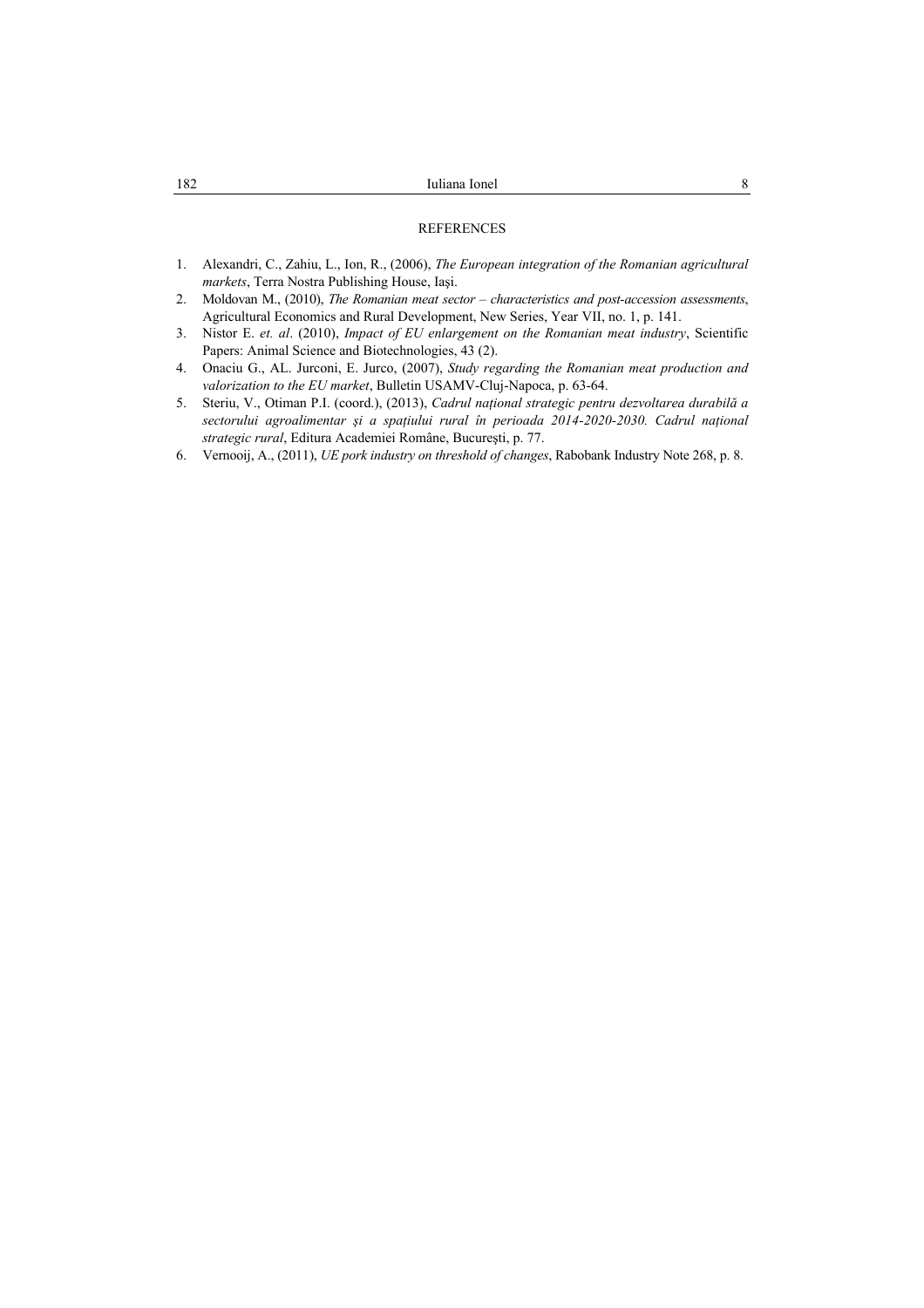## REFERENCES

1. Alexandri, C., Zahiu, L., Ion, R., (2006), *The European integration of the Romanian agricultural markets*, Terra Nostra Publishing House, Iaşi.
2. Moldovan M., (2010), *The Romanian meat sector – characteristics and post-accession assessments*, Agricultural Economics and Rural Development, New Series, Year VII, no. 1, p. 141.
3. Nistor E. *et. al*. (2010), *Impact of EU enlargement on the Romanian meat industry*, Scientific Papers: Animal Science and Biotechnologies, 43 (2).
4. Onaciu G., AL. Jurconi, E. Jurco, (2007), *Study regarding the Romanian meat production and valorization to the EU market*, Bulletin USAMV-Cluj-Napoca, p. 63-64.
5. Steriu, V., Otiman P.I. (coord.), (2013), *Cadrul național strategic pentru dezvoltarea durabilă a sectorului agroalimentar şi a spațiului rural în perioada 2014-2020-2030. Cadrul național strategic rural*, Editura Academiei Române, Bucureşti, p. 77.
6. Vernooij, A., (2011), *UE pork industry on threshold of changes*, Rabobank Industry Note 268, p. 8.